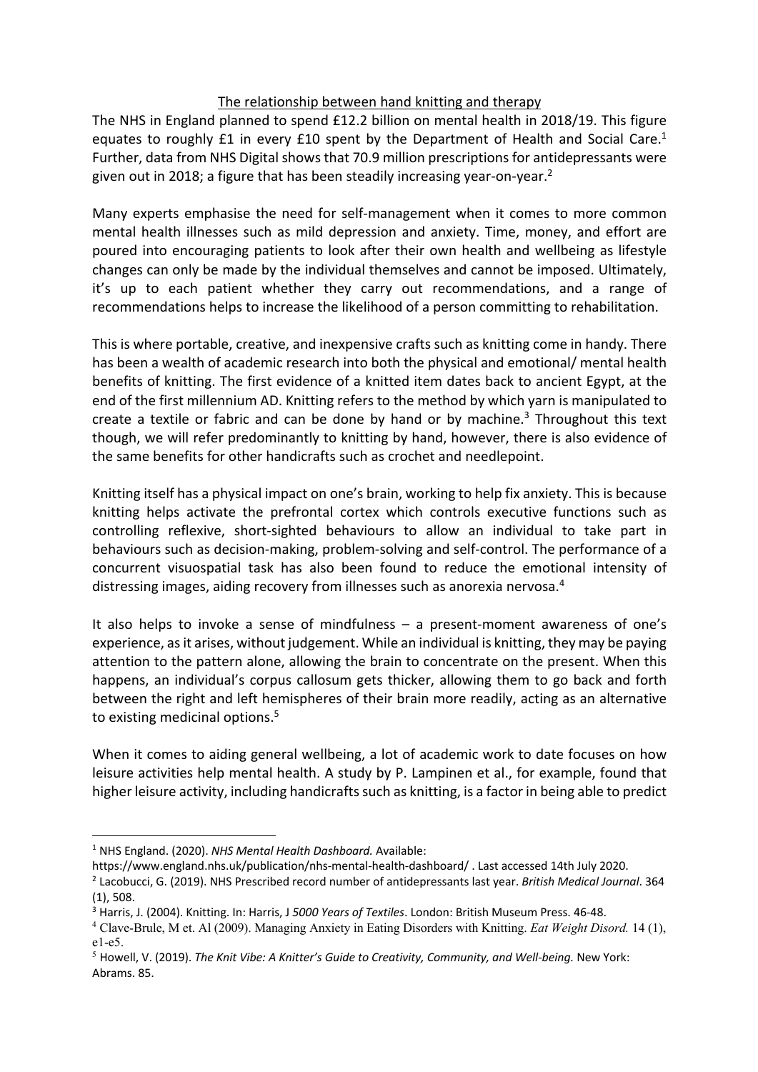<u>The relationship between hand knitting and therapy</u>

The NHS in England planned to spend £12.2 billion on mental health in 2018/19. This figure equates to roughly £1 in every £10 spent by the Department of Health and Social Care.[1] Further, data from NHS Digital shows that 70.9 million prescriptions for antidepressants were given out in 2018; a figure that has been steadily increasing year-on-year.[2]

Many experts emphasise the need for self-management when it comes to more common mental health illnesses such as mild depression and anxiety. Time, money, and effort are poured into encouraging patients to look after their own health and wellbeing as lifestyle changes can only be made by the individual themselves and cannot be imposed. Ultimately, it's up to each patient whether they carry out recommendations, and a range of recommendations helps to increase the likelihood of a person committing to rehabilitation.

This is where portable, creative, and inexpensive crafts such as knitting come in handy. There has been a wealth of academic research into both the physical and emotional/ mental health benefits of knitting. The first evidence of a knitted item dates back to ancient Egypt, at the end of the first millennium AD. Knitting refers to the method by which yarn is manipulated to create a textile or fabric and can be done by hand or by machine.[3] Throughout this text though, we will refer predominantly to knitting by hand, however, there is also evidence of the same benefits for other handicrafts such as crochet and needlepoint.

Knitting itself has a physical impact on one's brain, working to help fix anxiety. This is because knitting helps activate the prefrontal cortex which controls executive functions such as controlling reflexive, short-sighted behaviours to allow an individual to take part in behaviours such as decision-making, problem-solving and self-control. The performance of a concurrent visuospatial task has also been found to reduce the emotional intensity of distressing images, aiding recovery from illnesses such as anorexia nervosa.[4]

It also helps to invoke a sense of mindfulness – a present-moment awareness of one's experience, as it arises, without judgement. While an individual is knitting, they may be paying attention to the pattern alone, allowing the brain to concentrate on the present. When this happens, an individual's corpus callosum gets thicker, allowing them to go back and forth between the right and left hemispheres of their brain more readily, acting as an alternative to existing medicinal options.[5]

When it comes to aiding general wellbeing, a lot of academic work to date focuses on how leisure activities help mental health. A study by P. Lampinen et al., for example, found that higher leisure activity, including handicrafts such as knitting, is a factor in being able to predict

---

[1] NHS England. (2020). *NHS Mental Health Dashboard.* Available: https://www.england.nhs.uk/publication/nhs-mental-health-dashboard/ . Last accessed 14th July 2020.

[2] Lacobucci, G. (2019). NHS Prescribed record number of antidepressants last year. *British Medical Journal*. 364 (1), 508.

[3] Harris, J. (2004). Knitting. In: Harris, J *5000 Years of Textiles*. London: British Museum Press. 46-48.

[4] Clave-Brule, M et. Al (2009). Managing Anxiety in Eating Disorders with Knitting. *Eat Weight Disord.* 14 (1), e1-e5.

[5] Howell, V. (2019). *The Knit Vibe: A Knitter's Guide to Creativity, Community, and Well-being.* New York: Abrams. 85.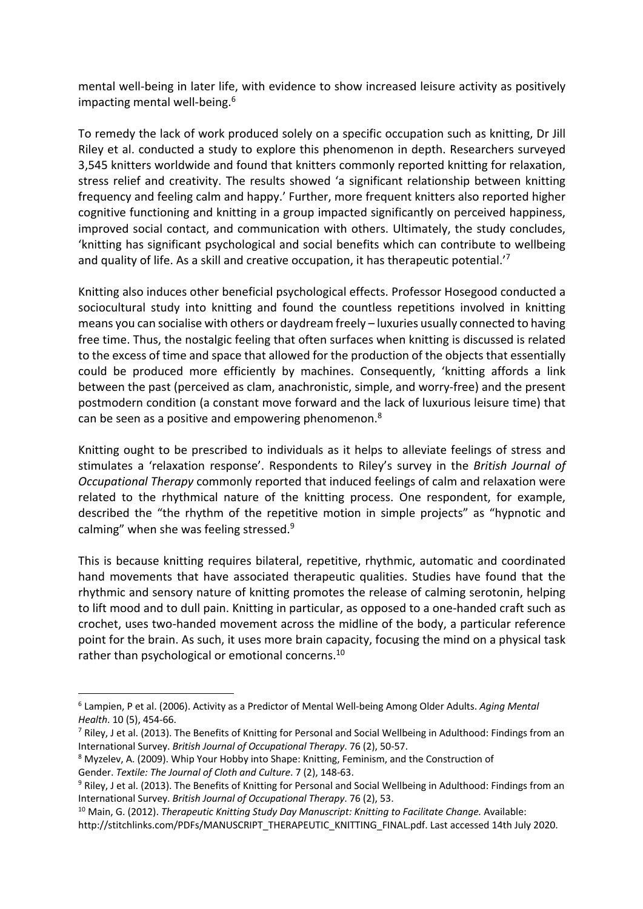mental well-being in later life, with evidence to show increased leisure activity as positively impacting mental well-being.[6]

To remedy the lack of work produced solely on a specific occupation such as knitting, Dr Jill Riley et al. conducted a study to explore this phenomenon in depth. Researchers surveyed 3,545 knitters worldwide and found that knitters commonly reported knitting for relaxation, stress relief and creativity. The results showed 'a significant relationship between knitting frequency and feeling calm and happy.' Further, more frequent knitters also reported higher cognitive functioning and knitting in a group impacted significantly on perceived happiness, improved social contact, and communication with others. Ultimately, the study concludes, 'knitting has significant psychological and social benefits which can contribute to wellbeing and quality of life. As a skill and creative occupation, it has therapeutic potential.'[7]

Knitting also induces other beneficial psychological effects. Professor Hosegood conducted a sociocultural study into knitting and found the countless repetitions involved in knitting means you can socialise with others or daydream freely – luxuries usually connected to having free time. Thus, the nostalgic feeling that often surfaces when knitting is discussed is related to the excess of time and space that allowed for the production of the objects that essentially could be produced more efficiently by machines. Consequently, 'knitting affords a link between the past (perceived as clam, anachronistic, simple, and worry-free) and the present postmodern condition (a constant move forward and the lack of luxurious leisure time) that can be seen as a positive and empowering phenomenon.[8]

Knitting ought to be prescribed to individuals as it helps to alleviate feelings of stress and stimulates a 'relaxation response'. Respondents to Riley's survey in the *British Journal of Occupational Therapy* commonly reported that induced feelings of calm and relaxation were related to the rhythmical nature of the knitting process. One respondent, for example, described the "the rhythm of the repetitive motion in simple projects" as "hypnotic and calming" when she was feeling stressed.[9]

This is because knitting requires bilateral, repetitive, rhythmic, automatic and coordinated hand movements that have associated therapeutic qualities. Studies have found that the rhythmic and sensory nature of knitting promotes the release of calming serotonin, helping to lift mood and to dull pain. Knitting in particular, as opposed to a one-handed craft such as crochet, uses two-handed movement across the midline of the body, a particular reference point for the brain. As such, it uses more brain capacity, focusing the mind on a physical task rather than psychological or emotional concerns.[10]

---

[6] Lampien, P et al. (2006). Activity as a Predictor of Mental Well-being Among Older Adults. *Aging Mental Health*. 10 (5), 454-66.

[7] Riley, J et al. (2013). The Benefits of Knitting for Personal and Social Wellbeing in Adulthood: Findings from an International Survey. *British Journal of Occupational Therapy*. 76 (2), 50-57.

[8] Myzelev, A. (2009). Whip Your Hobby into Shape: Knitting, Feminism, and the Construction of Gender. *Textile: The Journal of Cloth and Culture*. 7 (2), 148-63.

[9] Riley, J et al. (2013). The Benefits of Knitting for Personal and Social Wellbeing in Adulthood: Findings from an International Survey. *British Journal of Occupational Therapy*. 76 (2), 53.

[10] Main, G. (2012). *Therapeutic Knitting Study Day Manuscript: Knitting to Facilitate Change.* Available: http://stitchlinks.com/PDFs/MANUSCRIPT_THERAPEUTIC_KNITTING_FINAL.pdf. Last accessed 14th July 2020.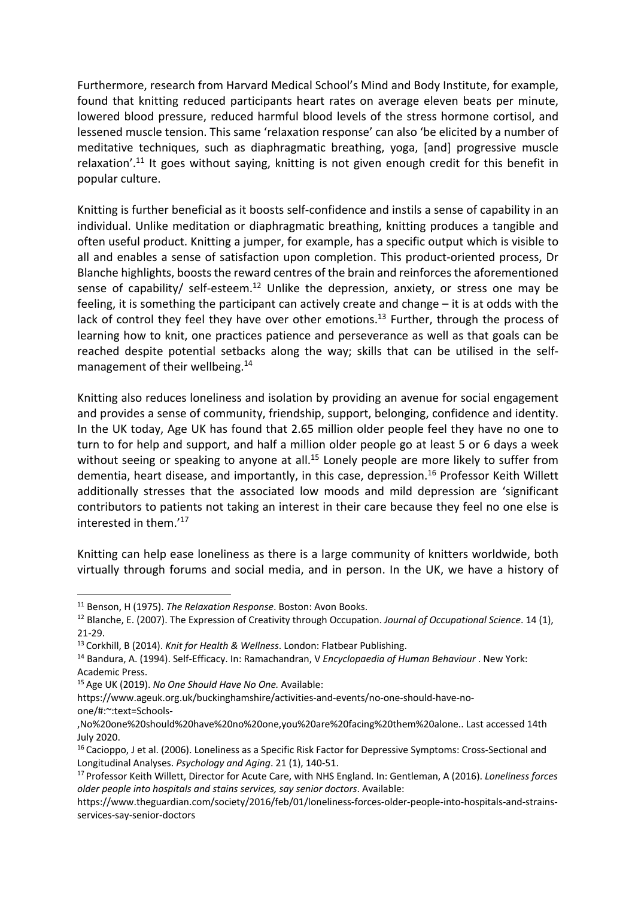Furthermore, research from Harvard Medical School's Mind and Body Institute, for example, found that knitting reduced participants heart rates on average eleven beats per minute, lowered blood pressure, reduced harmful blood levels of the stress hormone cortisol, and lessened muscle tension. This same 'relaxation response' can also 'be elicited by a number of meditative techniques, such as diaphragmatic breathing, yoga, [and] progressive muscle relaxation'.[11] It goes without saying, knitting is not given enough credit for this benefit in popular culture.

Knitting is further beneficial as it boosts self-confidence and instils a sense of capability in an individual. Unlike meditation or diaphragmatic breathing, knitting produces a tangible and often useful product. Knitting a jumper, for example, has a specific output which is visible to all and enables a sense of satisfaction upon completion. This product-oriented process, Dr Blanche highlights, boosts the reward centres of the brain and reinforces the aforementioned sense of capability/ self-esteem.[12] Unlike the depression, anxiety, or stress one may be feeling, it is something the participant can actively create and change – it is at odds with the lack of control they feel they have over other emotions.[13] Further, through the process of learning how to knit, one practices patience and perseverance as well as that goals can be reached despite potential setbacks along the way; skills that can be utilised in the self-management of their wellbeing.[14]

Knitting also reduces loneliness and isolation by providing an avenue for social engagement and provides a sense of community, friendship, support, belonging, confidence and identity. In the UK today, Age UK has found that 2.65 million older people feel they have no one to turn to for help and support, and half a million older people go at least 5 or 6 days a week without seeing or speaking to anyone at all.[15] Lonely people are more likely to suffer from dementia, heart disease, and importantly, in this case, depression.[16] Professor Keith Willett additionally stresses that the associated low moods and mild depression are 'significant contributors to patients not taking an interest in their care because they feel no one else is interested in them.'[17]

Knitting can help ease loneliness as there is a large community of knitters worldwide, both virtually through forums and social media, and in person. In the UK, we have a history of

---

[11] Benson, H (1975). *The Relaxation Response*. Boston: Avon Books.

[12] Blanche, E. (2007). The Expression of Creativity through Occupation. *Journal of Occupational Science*. 14 (1), 21-29.

[13] Corkhill, B (2014). *Knit for Health & Wellness*. London: Flatbear Publishing.

[14] Bandura, A. (1994). Self-Efficacy. In: Ramachandran, V *Encyclopaedia of Human Behaviour* . New York: Academic Press.

[15] Age UK (2019). *No One Should Have No One.* Available: https://www.ageuk.org.uk/buckinghamshire/activities-and-events/no-one-should-have-no-one/#:~:text=Schools-,No%20one%20should%20have%20no%20one,you%20are%20facing%20them%20alone.. Last accessed 14th July 2020.

[16] Cacioppo, J et al. (2006). Loneliness as a Specific Risk Factor for Depressive Symptoms: Cross-Sectional and Longitudinal Analyses. *Psychology and Aging*. 21 (1), 140-51.

[17] Professor Keith Willett, Director for Acute Care, with NHS England. In: Gentleman, A (2016). *Loneliness forces older people into hospitals and stains services, say senior doctors*. Available: https://www.theguardian.com/society/2016/feb/01/loneliness-forces-older-people-into-hospitals-and-strains-services-say-senior-doctors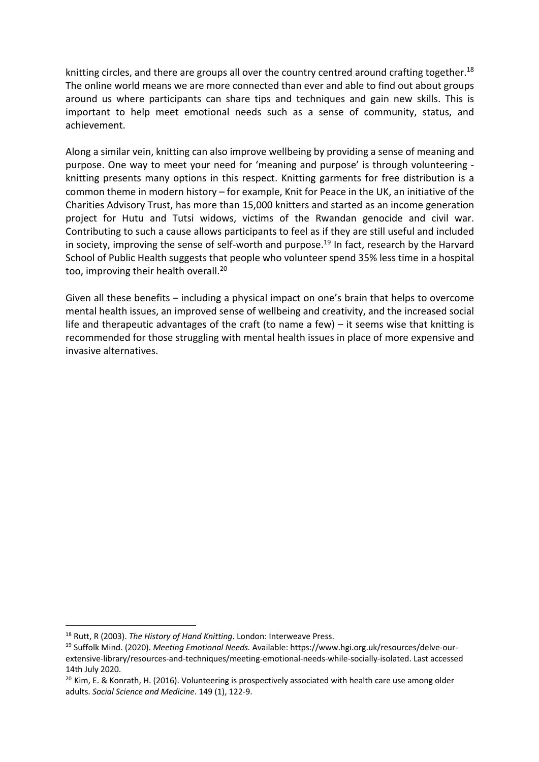knitting circles, and there are groups all over the country centred around crafting together.[18] The online world means we are more connected than ever and able to find out about groups around us where participants can share tips and techniques and gain new skills. This is important to help meet emotional needs such as a sense of community, status, and achievement.

Along a similar vein, knitting can also improve wellbeing by providing a sense of meaning and purpose. One way to meet your need for 'meaning and purpose' is through volunteering - knitting presents many options in this respect. Knitting garments for free distribution is a common theme in modern history – for example, Knit for Peace in the UK, an initiative of the Charities Advisory Trust, has more than 15,000 knitters and started as an income generation project for Hutu and Tutsi widows, victims of the Rwandan genocide and civil war. Contributing to such a cause allows participants to feel as if they are still useful and included in society, improving the sense of self-worth and purpose.[19] In fact, research by the Harvard School of Public Health suggests that people who volunteer spend 35% less time in a hospital too, improving their health overall.[20]

Given all these benefits – including a physical impact on one's brain that helps to overcome mental health issues, an improved sense of wellbeing and creativity, and the increased social life and therapeutic advantages of the craft (to name a few) – it seems wise that knitting is recommended for those struggling with mental health issues in place of more expensive and invasive alternatives.

---

[18] Rutt, R (2003). *The History of Hand Knitting*. London: Interweave Press.

[19] Suffolk Mind. (2020). *Meeting Emotional Needs.* Available: https://www.hgi.org.uk/resources/delve-our-extensive-library/resources-and-techniques/meeting-emotional-needs-while-socially-isolated. Last accessed 14th July 2020.

[20] Kim, E. & Konrath, H. (2016). Volunteering is prospectively associated with health care use among older adults. *Social Science and Medicine*. 149 (1), 122-9.